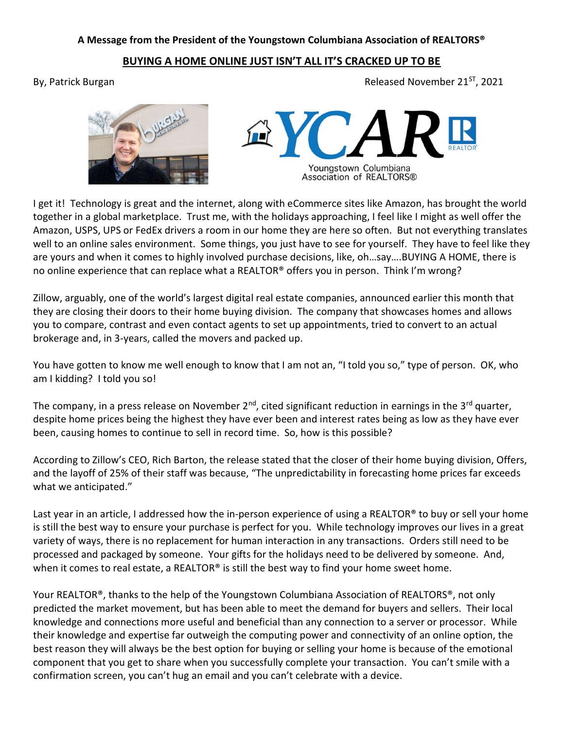**A Message from the President of the Youngstown Columbiana Association of REALTORS®**

## BUYING A HOME ONLINE JUST ISN'T ALL IT'S CRACKED UP TO BE

By, Patrick Burgan

Released November 21ST, 2021

I get it! Technology is great and the internet, along with eCommerce sites like Amazon, has brought the world together in a global marketplace. Trust me, with the holidays approaching, I feel like I might as well offer the Amazon, USPS, UPS or FedEx drivers a room in our home they are here so often. But not everything translates well to an online sales environment. Some things, you just have to see for yourself. They have to feel like they are yours and when it comes to highly involved purchase decisions, like, oh…say….BUYING A HOME, there is no online experience that can replace what a REALTOR® offers you in person. Think I'm wrong?

Zillow, arguably, one of the world's largest digital real estate companies, announced earlier this month that they are closing their doors to their home buying division. The company that showcases homes and allows you to compare, contrast and even contact agents to set up appointments, tried to convert to an actual brokerage and, in 3-years, called the movers and packed up.

You have gotten to know me well enough to know that I am not an, "I told you so," type of person. OK, who am I kidding? I told you so!

The company, in a press release on November 2nd, cited significant reduction in earnings in the 3rd quarter, despite home prices being the highest they have ever been and interest rates being as low as they have ever been, causing homes to continue to sell in record time. So, how is this possible?

According to Zillow's CEO, Rich Barton, the release stated that the closer of their home buying division, Offers, and the layoff of 25% of their staff was because, "The unpredictability in forecasting home prices far exceeds what we anticipated."

Last year in an article, I addressed how the in-person experience of using a REALTOR® to buy or sell your home is still the best way to ensure your purchase is perfect for you. While technology improves our lives in a great variety of ways, there is no replacement for human interaction in any transactions. Orders still need to be processed and packaged by someone. Your gifts for the holidays need to be delivered by someone. And, when it comes to real estate, a REALTOR® is still the best way to find your home sweet home.

Your REALTOR®, thanks to the help of the Youngstown Columbiana Association of REALTORS®, not only predicted the market movement, but has been able to meet the demand for buyers and sellers. Their local knowledge and connections more useful and beneficial than any connection to a server or processor. While their knowledge and expertise far outweigh the computing power and connectivity of an online option, the best reason they will always be the best option for buying or selling your home is because of the emotional component that you get to share when you successfully complete your transaction. You can't smile with a confirmation screen, you can't hug an email and you can't celebrate with a device.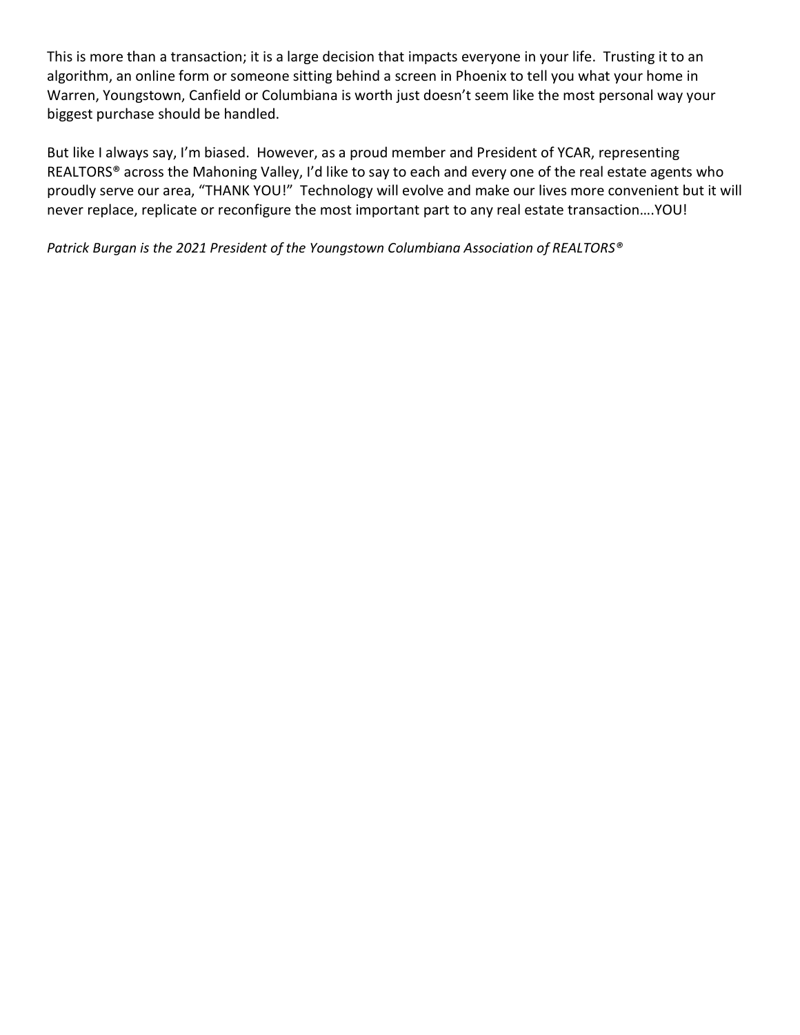This is more than a transaction; it is a large decision that impacts everyone in your life. Trusting it to an algorithm, an online form or someone sitting behind a screen in Phoenix to tell you what your home in Warren, Youngstown, Canfield or Columbiana is worth just doesn't seem like the most personal way your biggest purchase should be handled.

But like I always say, I'm biased. However, as a proud member and President of YCAR, representing REALTORS® across the Mahoning Valley, I'd like to say to each and every one of the real estate agents who proudly serve our area, "THANK YOU!" Technology will evolve and make our lives more convenient but it will never replace, replicate or reconfigure the most important part to any real estate transaction….YOU!

*Patrick Burgan is the 2021 President of the Youngstown Columbiana Association of REALTORS®*